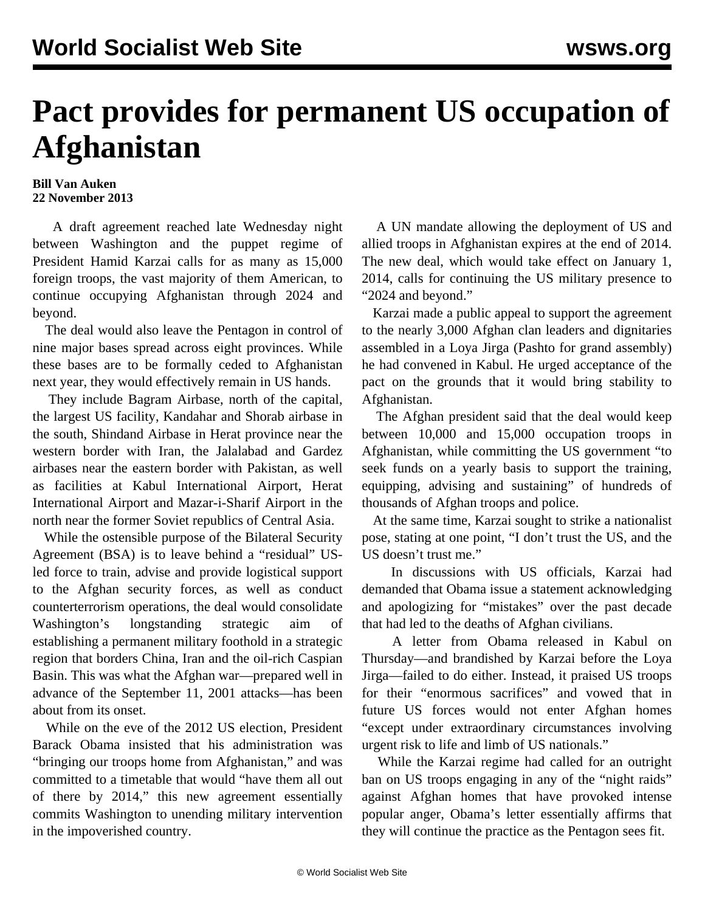# Pact provides for permanent US occupation of Afghanistan

**Bill Van Auken**
**22 November 2013**

A draft agreement reached late Wednesday night between Washington and the puppet regime of President Hamid Karzai calls for as many as 15,000 foreign troops, the vast majority of them American, to continue occupying Afghanistan through 2024 and beyond.

The deal would also leave the Pentagon in control of nine major bases spread across eight provinces. While these bases are to be formally ceded to Afghanistan next year, they would effectively remain in US hands.

They include Bagram Airbase, north of the capital, the largest US facility, Kandahar and Shorab airbase in the south, Shindand Airbase in Herat province near the western border with Iran, the Jalalabad and Gardez airbases near the eastern border with Pakistan, as well as facilities at Kabul International Airport, Herat International Airport and Mazar-i-Sharif Airport in the north near the former Soviet republics of Central Asia.

While the ostensible purpose of the Bilateral Security Agreement (BSA) is to leave behind a "residual" US-led force to train, advise and provide logistical support to the Afghan security forces, as well as conduct counterterrorism operations, the deal would consolidate Washington's longstanding strategic aim of establishing a permanent military foothold in a strategic region that borders China, Iran and the oil-rich Caspian Basin. This was what the Afghan war—prepared well in advance of the September 11, 2001 attacks—has been about from its onset.

While on the eve of the 2012 US election, President Barack Obama insisted that his administration was "bringing our troops home from Afghanistan," and was committed to a timetable that would "have them all out of there by 2014," this new agreement essentially commits Washington to unending military intervention in the impoverished country.

A UN mandate allowing the deployment of US and allied troops in Afghanistan expires at the end of 2014. The new deal, which would take effect on January 1, 2014, calls for continuing the US military presence to "2024 and beyond."

Karzai made a public appeal to support the agreement to the nearly 3,000 Afghan clan leaders and dignitaries assembled in a Loya Jirga (Pashto for grand assembly) he had convened in Kabul. He urged acceptance of the pact on the grounds that it would bring stability to Afghanistan.

The Afghan president said that the deal would keep between 10,000 and 15,000 occupation troops in Afghanistan, while committing the US government "to seek funds on a yearly basis to support the training, equipping, advising and sustaining" of hundreds of thousands of Afghan troops and police.

At the same time, Karzai sought to strike a nationalist pose, stating at one point, "I don't trust the US, and the US doesn't trust me."

In discussions with US officials, Karzai had demanded that Obama issue a statement acknowledging and apologizing for "mistakes" over the past decade that had led to the deaths of Afghan civilians.

A letter from Obama released in Kabul on Thursday—and brandished by Karzai before the Loya Jirga—failed to do either. Instead, it praised US troops for their "enormous sacrifices" and vowed that in future US forces would not enter Afghan homes "except under extraordinary circumstances involving urgent risk to life and limb of US nationals."

While the Karzai regime had called for an outright ban on US troops engaging in any of the "night raids" against Afghan homes that have provoked intense popular anger, Obama's letter essentially affirms that they will continue the practice as the Pentagon sees fit.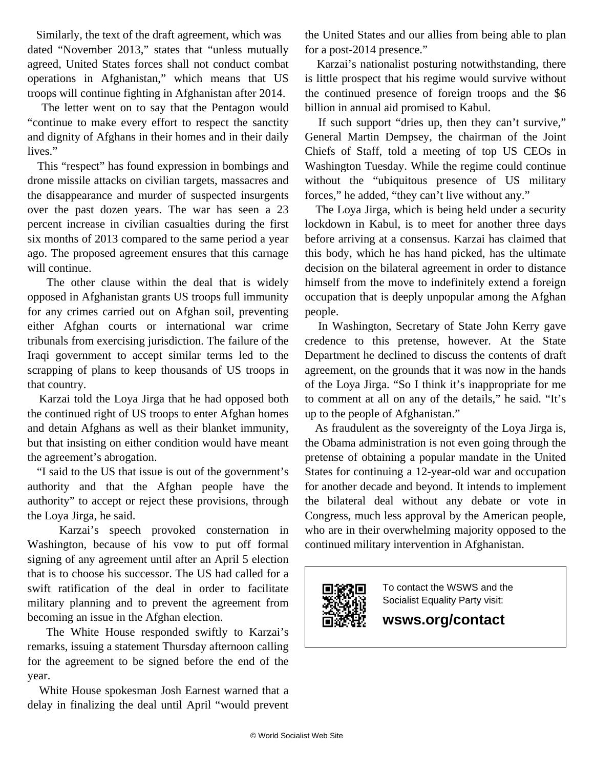Similarly, the text of the draft agreement, which was dated "November 2013," states that "unless mutually agreed, United States forces shall not conduct combat operations in Afghanistan," which means that US troops will continue fighting in Afghanistan after 2014.

The letter went on to say that the Pentagon would "continue to make every effort to respect the sanctity and dignity of Afghans in their homes and in their daily lives."

This "respect" has found expression in bombings and drone missile attacks on civilian targets, massacres and the disappearance and murder of suspected insurgents over the past dozen years. The war has seen a 23 percent increase in civilian casualties during the first six months of 2013 compared to the same period a year ago. The proposed agreement ensures that this carnage will continue.

The other clause within the deal that is widely opposed in Afghanistan grants US troops full immunity for any crimes carried out on Afghan soil, preventing either Afghan courts or international war crime tribunals from exercising jurisdiction. The failure of the Iraqi government to accept similar terms led to the scrapping of plans to keep thousands of US troops in that country.

Karzai told the Loya Jirga that he had opposed both the continued right of US troops to enter Afghan homes and detain Afghans as well as their blanket immunity, but that insisting on either condition would have meant the agreement's abrogation.

"I said to the US that issue is out of the government's authority and that the Afghan people have the authority" to accept or reject these provisions, through the Loya Jirga, he said.

Karzai's speech provoked consternation in Washington, because of his vow to put off formal signing of any agreement until after an April 5 election that is to choose his successor. The US had called for a swift ratification of the deal in order to facilitate military planning and to prevent the agreement from becoming an issue in the Afghan election.

The White House responded swiftly to Karzai's remarks, issuing a statement Thursday afternoon calling for the agreement to be signed before the end of the year.

White House spokesman Josh Earnest warned that a delay in finalizing the deal until April "would prevent the United States and our allies from being able to plan for a post-2014 presence."

Karzai's nationalist posturing notwithstanding, there is little prospect that his regime would survive without the continued presence of foreign troops and the $6 billion in annual aid promised to Kabul.

If such support "dries up, then they can't survive," General Martin Dempsey, the chairman of the Joint Chiefs of Staff, told a meeting of top US CEOs in Washington Tuesday. While the regime could continue without the "ubiquitous presence of US military forces," he added, "they can't live without any."

The Loya Jirga, which is being held under a security lockdown in Kabul, is to meet for another three days before arriving at a consensus. Karzai has claimed that this body, which he has hand picked, has the ultimate decision on the bilateral agreement in order to distance himself from the move to indefinitely extend a foreign occupation that is deeply unpopular among the Afghan people.

In Washington, Secretary of State John Kerry gave credence to this pretense, however. At the State Department he declined to discuss the contents of draft agreement, on the grounds that it was now in the hands of the Loya Jirga. "So I think it's inappropriate for me to comment at all on any of the details," he said. "It's up to the people of Afghanistan."

As fraudulent as the sovereignty of the Loya Jirga is, the Obama administration is not even going through the pretense of obtaining a popular mandate in the United States for continuing a 12-year-old war and occupation for another decade and beyond. It intends to implement the bilateral deal without any debate or vote in Congress, much less approval by the American people, who are in their overwhelming majority opposed to the continued military intervention in Afghanistan.

To contact the WSWS and the Socialist Equality Party visit:

**wsws.org/contact**